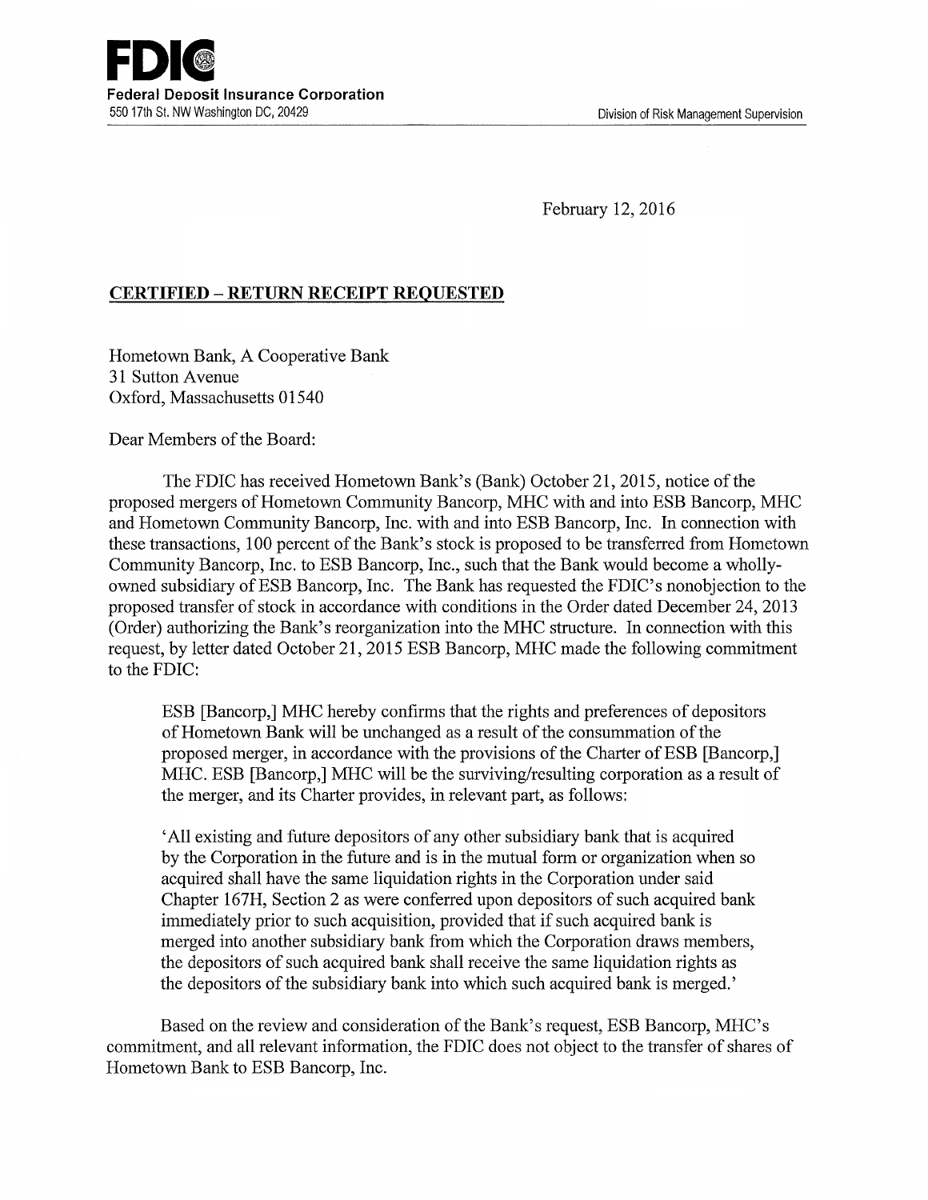**FDIC**
**Federal Deposit Insurance Corporation**
550 17th St. NW Washington DC, 20429

Division of Risk Management Supervision

February 12, 2016

**CERTIFIED – RETURN RECEIPT REQUESTED**

Hometown Bank, A Cooperative Bank
31 Sutton Avenue
Oxford, Massachusetts 01540

Dear Members of the Board:

The FDIC has received Hometown Bank's (Bank) October 21, 2015, notice of the proposed mergers of Hometown Community Bancorp, MHC with and into ESB Bancorp, MHC and Hometown Community Bancorp, Inc. with and into ESB Bancorp, Inc. In connection with these transactions, 100 percent of the Bank's stock is proposed to be transferred from Hometown Community Bancorp, Inc. to ESB Bancorp, Inc., such that the Bank would become a wholly-owned subsidiary of ESB Bancorp, Inc. The Bank has requested the FDIC's nonobjection to the proposed transfer of stock in accordance with conditions in the Order dated December 24, 2013 (Order) authorizing the Bank's reorganization into the MHC structure. In connection with this request, by letter dated October 21, 2015 ESB Bancorp, MHC made the following commitment to the FDIC:

> ESB [Bancorp,] MHC hereby confirms that the rights and preferences of depositors of Hometown Bank will be unchanged as a result of the consummation of the proposed merger, in accordance with the provisions of the Charter of ESB [Bancorp,] MHC. ESB [Bancorp,] MHC will be the surviving/resulting corporation as a result of the merger, and its Charter provides, in relevant part, as follows:
>
> 'All existing and future depositors of any other subsidiary bank that is acquired by the Corporation in the future and is in the mutual form or organization when so acquired shall have the same liquidation rights in the Corporation under said Chapter 167H, Section 2 as were conferred upon depositors of such acquired bank immediately prior to such acquisition, provided that if such acquired bank is merged into another subsidiary bank from which the Corporation draws members, the depositors of such acquired bank shall receive the same liquidation rights as the depositors of the subsidiary bank into which such acquired bank is merged.'

Based on the review and consideration of the Bank's request, ESB Bancorp, MHC's commitment, and all relevant information, the FDIC does not object to the transfer of shares of Hometown Bank to ESB Bancorp, Inc.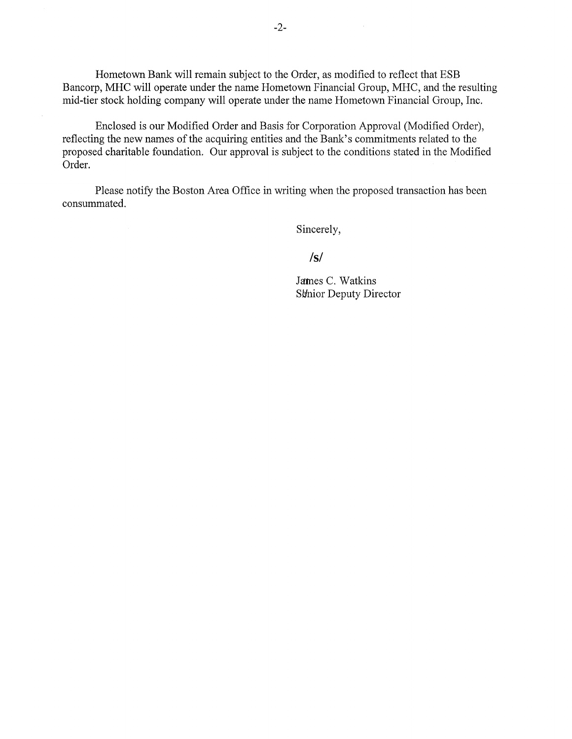Hometown Bank will remain subject to the Order, as modified to reflect that ESB Bancorp, MHC will operate under the name Hometown Financial Group, MHC, and the resulting mid-tier stock holding company will operate under the name Hometown Financial Group, Inc.

Enclosed is our Modified Order and Basis for Corporation Approval (Modified Order), reflecting the new names of the acquiring entities and the Bank's commitments related to the proposed charitable foundation. Our approval is subject to the conditions stated in the Modified Order.

Please notify the Boston Area Office in writing when the proposed transaction has been consummated.

Sincerely,

/s/

James C. Watkins
Senior Deputy Director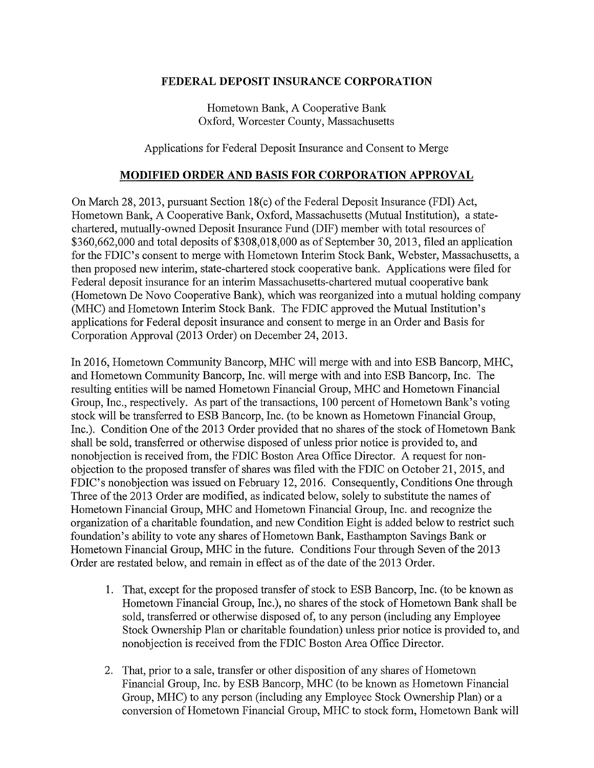**FEDERAL DEPOSIT INSURANCE CORPORATION**

Hometown Bank, A Cooperative Bank
Oxford, Worcester County, Massachusetts

Applications for Federal Deposit Insurance and Consent to Merge

**MODIFIED ORDER AND BASIS FOR CORPORATION APPROVAL**

On March 28, 2013, pursuant Section 18(c) of the Federal Deposit Insurance (FDI) Act, Hometown Bank, A Cooperative Bank, Oxford, Massachusetts (Mutual Institution), a state-chartered, mutually-owned Deposit Insurance Fund (DIF) member with total resources of \$360,662,000 and total deposits of \$308,018,000 as of September 30, 2013, filed an application for the FDIC's consent to merge with Hometown Interim Stock Bank, Webster, Massachusetts, a then proposed new interim, state-chartered stock cooperative bank. Applications were filed for Federal deposit insurance for an interim Massachusetts-chartered mutual cooperative bank (Hometown De Novo Cooperative Bank), which was reorganized into a mutual holding company (MHC) and Hometown Interim Stock Bank. The FDIC approved the Mutual Institution's applications for Federal deposit insurance and consent to merge in an Order and Basis for Corporation Approval (2013 Order) on December 24, 2013.

In 2016, Hometown Community Bancorp, MHC will merge with and into ESB Bancorp, MHC, and Hometown Community Bancorp, Inc. will merge with and into ESB Bancorp, Inc. The resulting entities will be named Hometown Financial Group, MHC and Hometown Financial Group, Inc., respectively. As part of the transactions, 100 percent of Hometown Bank's voting stock will be transferred to ESB Bancorp, Inc. (to be known as Hometown Financial Group, Inc.). Condition One of the 2013 Order provided that no shares of the stock of Hometown Bank shall be sold, transferred or otherwise disposed of unless prior notice is provided to, and nonobjection is received from, the FDIC Boston Area Office Director. A request for non-objection to the proposed transfer of shares was filed with the FDIC on October 21, 2015, and FDIC's nonobjection was issued on February 12, 2016. Consequently, Conditions One through Three of the 2013 Order are modified, as indicated below, solely to substitute the names of Hometown Financial Group, MHC and Hometown Financial Group, Inc. and recognize the organization of a charitable foundation, and new Condition Eight is added below to restrict such foundation's ability to vote any shares of Hometown Bank, Easthampton Savings Bank or Hometown Financial Group, MHC in the future. Conditions Four through Seven of the 2013 Order are restated below, and remain in effect as of the date of the 2013 Order.

1. That, except for the proposed transfer of stock to ESB Bancorp, Inc. (to be known as Hometown Financial Group, Inc.), no shares of the stock of Hometown Bank shall be sold, transferred or otherwise disposed of, to any person (including any Employee Stock Ownership Plan or charitable foundation) unless prior notice is provided to, and nonobjection is received from the FDIC Boston Area Office Director.

2. That, prior to a sale, transfer or other disposition of any shares of Hometown Financial Group, Inc. by ESB Bancorp, MHC (to be known as Hometown Financial Group, MHC) to any person (including any Employee Stock Ownership Plan) or a conversion of Hometown Financial Group, MHC to stock form, Hometown Bank will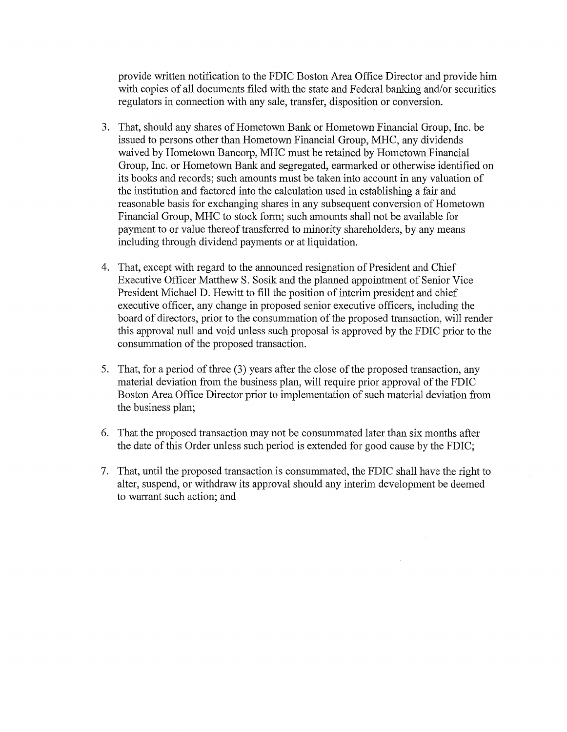provide written notification to the FDIC Boston Area Office Director and provide him with copies of all documents filed with the state and Federal banking and/or securities regulators in connection with any sale, transfer, disposition or conversion.

3. That, should any shares of Hometown Bank or Hometown Financial Group, Inc. be issued to persons other than Hometown Financial Group, MHC, any dividends waived by Hometown Bancorp, MHC must be retained by Hometown Financial Group, Inc. or Hometown Bank and segregated, earmarked or otherwise identified on its books and records; such amounts must be taken into account in any valuation of the institution and factored into the calculation used in establishing a fair and reasonable basis for exchanging shares in any subsequent conversion of Hometown Financial Group, MHC to stock form; such amounts shall not be available for payment to or value thereof transferred to minority shareholders, by any means including through dividend payments or at liquidation.

4. That, except with regard to the announced resignation of President and Chief Executive Officer Matthew S. Sosik and the planned appointment of Senior Vice President Michael D. Hewitt to fill the position of interim president and chief executive officer, any change in proposed senior executive officers, including the board of directors, prior to the consummation of the proposed transaction, will render this approval null and void unless such proposal is approved by the FDIC prior to the consummation of the proposed transaction.

5. That, for a period of three (3) years after the close of the proposed transaction, any material deviation from the business plan, will require prior approval of the FDIC Boston Area Office Director prior to implementation of such material deviation from the business plan;

6. That the proposed transaction may not be consummated later than six months after the date of this Order unless such period is extended for good cause by the FDIC;

7. That, until the proposed transaction is consummated, the FDIC shall have the right to alter, suspend, or withdraw its approval should any interim development be deemed to warrant such action; and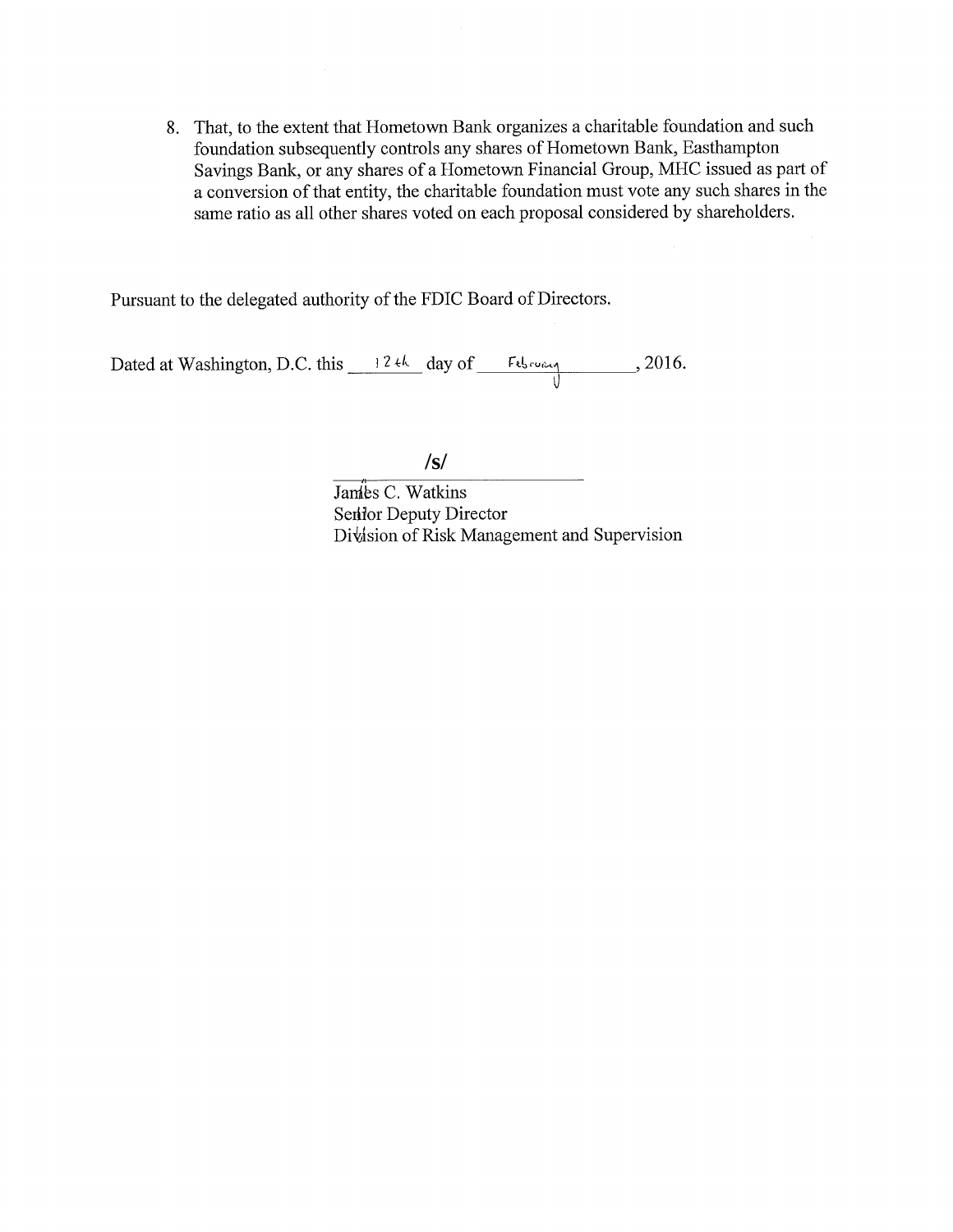8. That, to the extent that Hometown Bank organizes a charitable foundation and such foundation subsequently controls any shares of Hometown Bank, Easthampton Savings Bank, or any shares of a Hometown Financial Group, MHC issued as part of a conversion of that entity, the charitable foundation must vote any such shares in the same ratio as all other shares voted on each proposal considered by shareholders.

Pursuant to the delegated authority of the FDIC Board of Directors.

Dated at Washington, D.C. this 12th day of February, 2016.

/s/

James C. Watkins
Senior Deputy Director
Division of Risk Management and Supervision